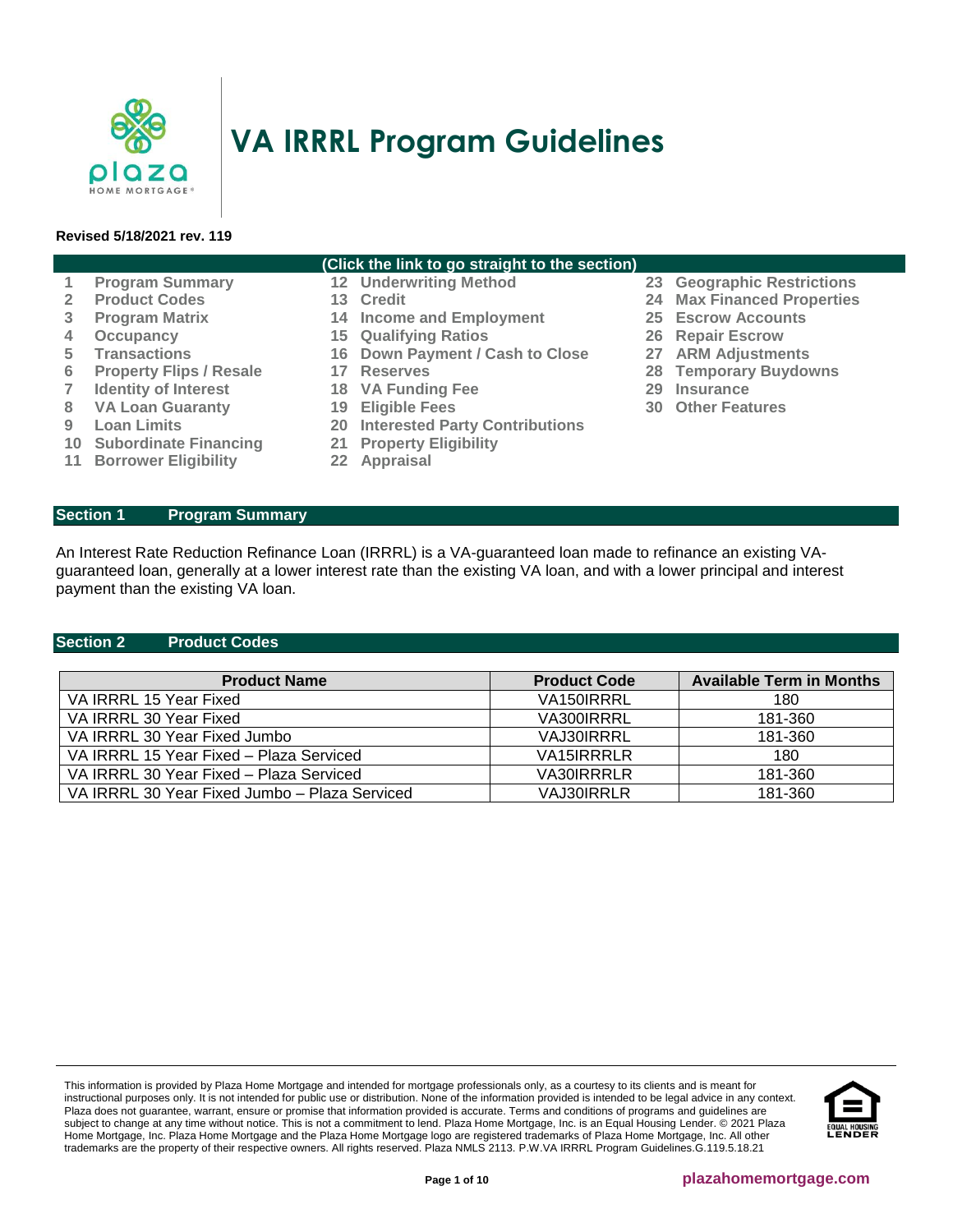# VA IRRRL Program Guidelines

**Revised 5/18/2021 rev. 119**

**(Click the link to go straight to the section)**

1. Program Summary
2. Product Codes
3. Program Matrix
4. Occupancy
5. Transactions
6. Property Flips / Resale
7. Identity of Interest
8. VA Loan Guaranty
9. Loan Limits
10. Subordinate Financing
11. Borrower Eligibility
12. Underwriting Method
13. Credit
14. Income and Employment
15. Qualifying Ratios
16. Down Payment / Cash to Close
17. Reserves
18. VA Funding Fee
19. Eligible Fees
20. Interested Party Contributions
21. Property Eligibility
22. Appraisal
23. Geographic Restrictions
24. Max Financed Properties
25. Escrow Accounts
26. Repair Escrow
27. ARM Adjustments
28. Temporary Buydowns
29. Insurance
30. Other Features

## Section 1 Program Summary

An Interest Rate Reduction Refinance Loan (IRRRL) is a VA-guaranteed loan made to refinance an existing VA-guaranteed loan, generally at a lower interest rate than the existing VA loan, and with a lower principal and interest payment than the existing VA loan.

## Section 2 Product Codes

| Product Name | Product Code | Available Term in Months |
|---|---|---|
| VA IRRRL 15 Year Fixed | VA150IRRRL | 180 |
| VA IRRRL 30 Year Fixed | VA300IRRRL | 181-360 |
| VA IRRRL 30 Year Fixed Jumbo | VAJ30IRRRL | 181-360 |
| VA IRRRL 15 Year Fixed – Plaza Serviced | VA15IRRRLR | 180 |
| VA IRRRL 30 Year Fixed – Plaza Serviced | VA30IRRRLR | 181-360 |
| VA IRRRL 30 Year Fixed Jumbo – Plaza Serviced | VAJ30IRRLR | 181-360 |

This information is provided by Plaza Home Mortgage and intended for mortgage professionals only, as a courtesy to its clients and is meant for instructional purposes only. It is not intended for public use or distribution. None of the information provided is intended to be legal advice in any context. Plaza does not guarantee, warrant, ensure or promise that information provided is accurate. Terms and conditions of programs and guidelines are subject to change at any time without notice. This is not a commitment to lend. Plaza Home Mortgage, Inc. is an Equal Housing Lender. © 2021 Plaza Home Mortgage, Inc. Plaza Home Mortgage and the Plaza Home Mortgage logo are registered trademarks of Plaza Home Mortgage, Inc. All other trademarks are the property of their respective owners. All rights reserved. Plaza NMLS 2113. P.W.VA IRRRL Program Guidelines.G.119.5.18.21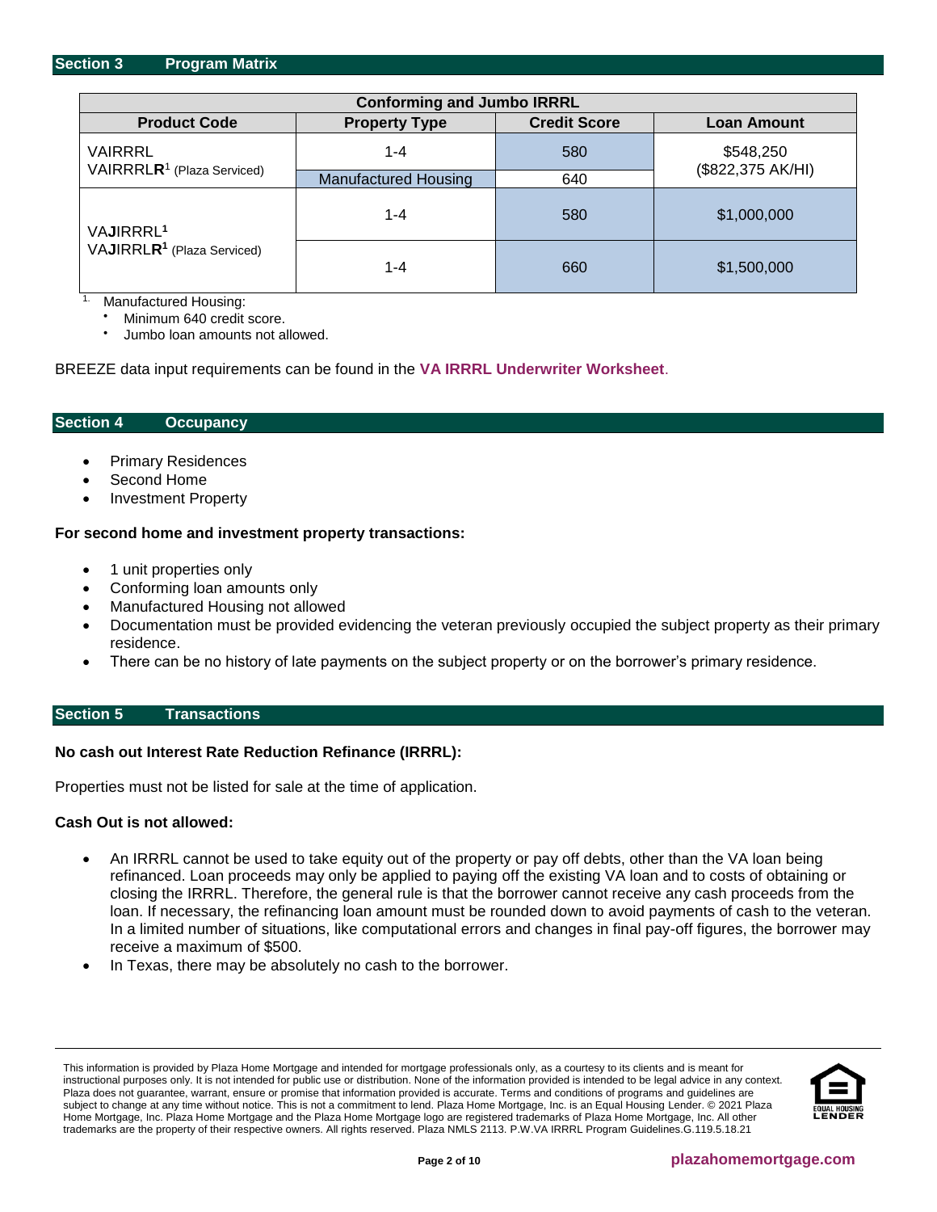## Section 3 Program Matrix

| Conforming and Jumbo IRRRL | | | |
|---|---|---|---|
| **Product Code** | **Property Type** | **Credit Score** | **Loan Amount** |
| VAIRRRL<br>VAIRRRL**R**[1] (Plaza Serviced) | 1-4 | 580 | $548,250<br>($822,375 AK/HI) |
| | Manufactured Housing | 640 | |
| VA**J**IRRRL[1]<br>VA**J**IRRRL**R**[1] (Plaza Serviced) | 1-4 | 580 | $1,000,000 |
| | 1-4 | 660 | $1,500,000 |

1. Manufactured Housing:
   - Minimum 640 credit score.
   - Jumbo loan amounts not allowed.

BREEZE data input requirements can be found in the **VA IRRRL Underwriter Worksheet**.

## Section 4 Occupancy

- Primary Residences
- Second Home
- Investment Property

**For second home and investment property transactions:**

- 1 unit properties only
- Conforming loan amounts only
- Manufactured Housing not allowed
- Documentation must be provided evidencing the veteran previously occupied the subject property as their primary residence.
- There can be no history of late payments on the subject property or on the borrower's primary residence.

## Section 5 Transactions

**No cash out Interest Rate Reduction Refinance (IRRRL):**

Properties must not be listed for sale at the time of application.

**Cash Out is not allowed:**

- An IRRRL cannot be used to take equity out of the property or pay off debts, other than the VA loan being refinanced. Loan proceeds may only be applied to paying off the existing VA loan and to costs of obtaining or closing the IRRRL. Therefore, the general rule is that the borrower cannot receive any cash proceeds from the loan. If necessary, the refinancing loan amount must be rounded down to avoid payments of cash to the veteran. In a limited number of situations, like computational errors and changes in final pay-off figures, the borrower may receive a maximum of $500.
- In Texas, there may be absolutely no cash to the borrower.

This information is provided by Plaza Home Mortgage and intended for mortgage professionals only, as a courtesy to its clients and is meant for instructional purposes only. It is not intended for public use or distribution. None of the information provided is intended to be legal advice in any context. Plaza does not guarantee, warrant, ensure or promise that information provided is accurate. Terms and conditions of programs and guidelines are subject to change at any time without notice. This is not a commitment to lend. Plaza Home Mortgage, Inc. is an Equal Housing Lender. © 2021 Plaza Home Mortgage, Inc. Plaza Home Mortgage and the Plaza Home Mortgage logo are registered trademarks of Plaza Home Mortgage, Inc. All other trademarks are the property of their respective owners. All rights reserved. Plaza NMLS 2113. P.W.VA IRRRL Program Guidelines.G.119.5.18.21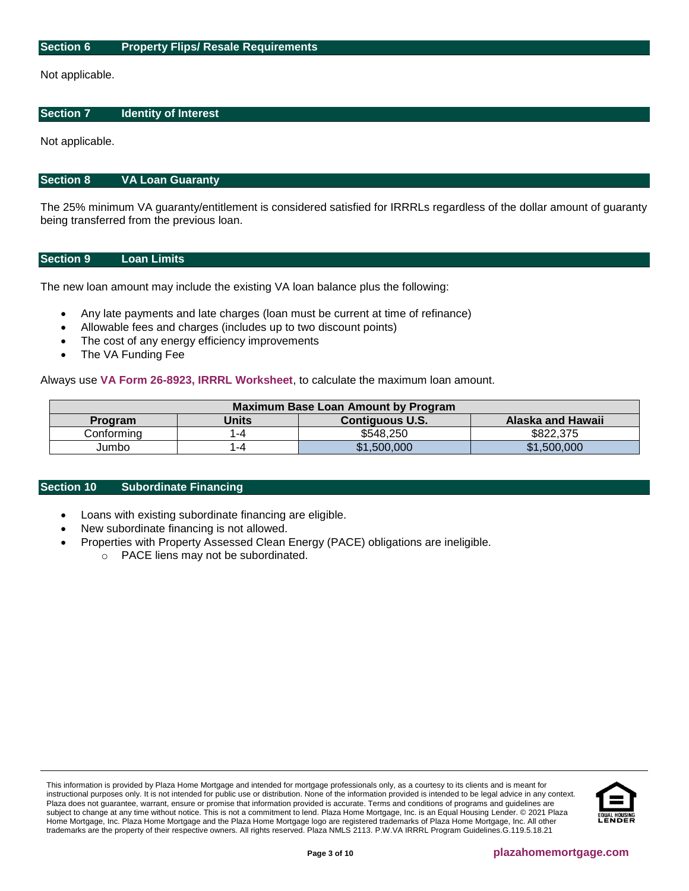## Section 6 Property Flips/ Resale Requirements

Not applicable.

## Section 7 Identity of Interest

Not applicable.

## Section 8 VA Loan Guaranty

The 25% minimum VA guaranty/entitlement is considered satisfied for IRRRLs regardless of the dollar amount of guaranty being transferred from the previous loan.

## Section 9 Loan Limits

The new loan amount may include the existing VA loan balance plus the following:

- Any late payments and late charges (loan must be current at time of refinance)
- Allowable fees and charges (includes up to two discount points)
- The cost of any energy efficiency improvements
- The VA Funding Fee

Always use **VA Form 26-8923, IRRRL Worksheet**, to calculate the maximum loan amount.

| Maximum Base Loan Amount by Program | | | |
|---|---|---|---|
| **Program** | **Units** | **Contiguous U.S.** | **Alaska and Hawaii** |
| Conforming | 1-4 | $548,250 | $822,375 |
| Jumbo | 1-4 | $1,500,000 | $1,500,000 |

## Section 10 Subordinate Financing

- Loans with existing subordinate financing are eligible.
- New subordinate financing is not allowed.
- Properties with Property Assessed Clean Energy (PACE) obligations are ineligible.
  - PACE liens may not be subordinated.

This information is provided by Plaza Home Mortgage and intended for mortgage professionals only, as a courtesy to its clients and is meant for instructional purposes only. It is not intended for public use or distribution. None of the information provided is intended to be legal advice in any context. Plaza does not guarantee, warrant, ensure or promise that information provided is accurate. Terms and conditions of programs and guidelines are subject to change at any time without notice. This is not a commitment to lend. Plaza Home Mortgage, Inc. is an Equal Housing Lender. © 2021 Plaza Home Mortgage, Inc. Plaza Home Mortgage and the Plaza Home Mortgage logo are registered trademarks of Plaza Home Mortgage, Inc. All other trademarks are the property of their respective owners. All rights reserved. Plaza NMLS 2113. P.W.VA IRRRL Program Guidelines.G.119.5.18.21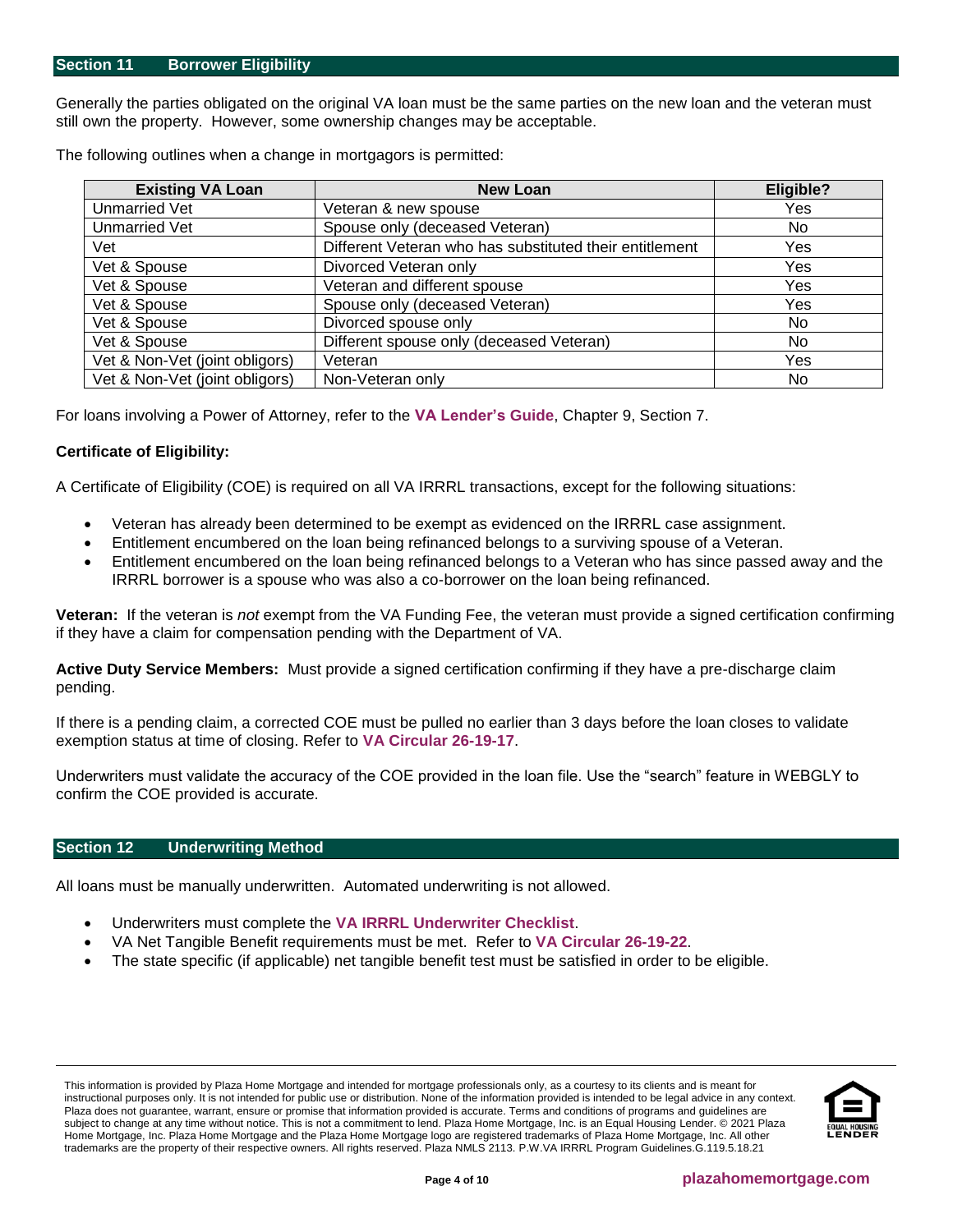## Section 11 Borrower Eligibility

Generally the parties obligated on the original VA loan must be the same parties on the new loan and the veteran must still own the property. However, some ownership changes may be acceptable.

The following outlines when a change in mortgagors is permitted:

| Existing VA Loan | New Loan | Eligible? |
|---|---|---|
| Unmarried Vet | Veteran & new spouse | Yes |
| Unmarried Vet | Spouse only (deceased Veteran) | No |
| Vet | Different Veteran who has substituted their entitlement | Yes |
| Vet & Spouse | Divorced Veteran only | Yes |
| Vet & Spouse | Veteran and different spouse | Yes |
| Vet & Spouse | Spouse only (deceased Veteran) | Yes |
| Vet & Spouse | Divorced spouse only | No |
| Vet & Spouse | Different spouse only (deceased Veteran) | No |
| Vet & Non-Vet (joint obligors) | Veteran | Yes |
| Vet & Non-Vet (joint obligors) | Non-Veteran only | No |

For loans involving a Power of Attorney, refer to the **VA Lender's Guide**, Chapter 9, Section 7.

**Certificate of Eligibility:**

A Certificate of Eligibility (COE) is required on all VA IRRRL transactions, except for the following situations:

- Veteran has already been determined to be exempt as evidenced on the IRRRL case assignment.
- Entitlement encumbered on the loan being refinanced belongs to a surviving spouse of a Veteran.
- Entitlement encumbered on the loan being refinanced belongs to a Veteran who has since passed away and the IRRRL borrower is a spouse who was also a co-borrower on the loan being refinanced.

**Veteran:** If the veteran is *not* exempt from the VA Funding Fee, the veteran must provide a signed certification confirming if they have a claim for compensation pending with the Department of VA.

**Active Duty Service Members:** Must provide a signed certification confirming if they have a pre-discharge claim pending.

If there is a pending claim, a corrected COE must be pulled no earlier than 3 days before the loan closes to validate exemption status at time of closing. Refer to **VA Circular 26-19-17**.

Underwriters must validate the accuracy of the COE provided in the loan file. Use the "search" feature in WEBGLY to confirm the COE provided is accurate.

## Section 12 Underwriting Method

All loans must be manually underwritten. Automated underwriting is not allowed.

- Underwriters must complete the **VA IRRRL Underwriter Checklist**.
- VA Net Tangible Benefit requirements must be met. Refer to **VA Circular 26-19-22**.
- The state specific (if applicable) net tangible benefit test must be satisfied in order to be eligible.

This information is provided by Plaza Home Mortgage and intended for mortgage professionals only, as a courtesy to its clients and is meant for instructional purposes only. It is not intended for public use or distribution. None of the information provided is intended to be legal advice in any context. Plaza does not guarantee, warrant, ensure or promise that information provided is accurate. Terms and conditions of programs and guidelines are subject to change at any time without notice. This is not a commitment to lend. Plaza Home Mortgage, Inc. is an Equal Housing Lender. © 2021 Plaza Home Mortgage, Inc. Plaza Home Mortgage and the Plaza Home Mortgage logo are registered trademarks of Plaza Home Mortgage, Inc. All other trademarks are the property of their respective owners. All rights reserved. Plaza NMLS 2113. P.W.VA IRRRL Program Guidelines.G.119.5.18.21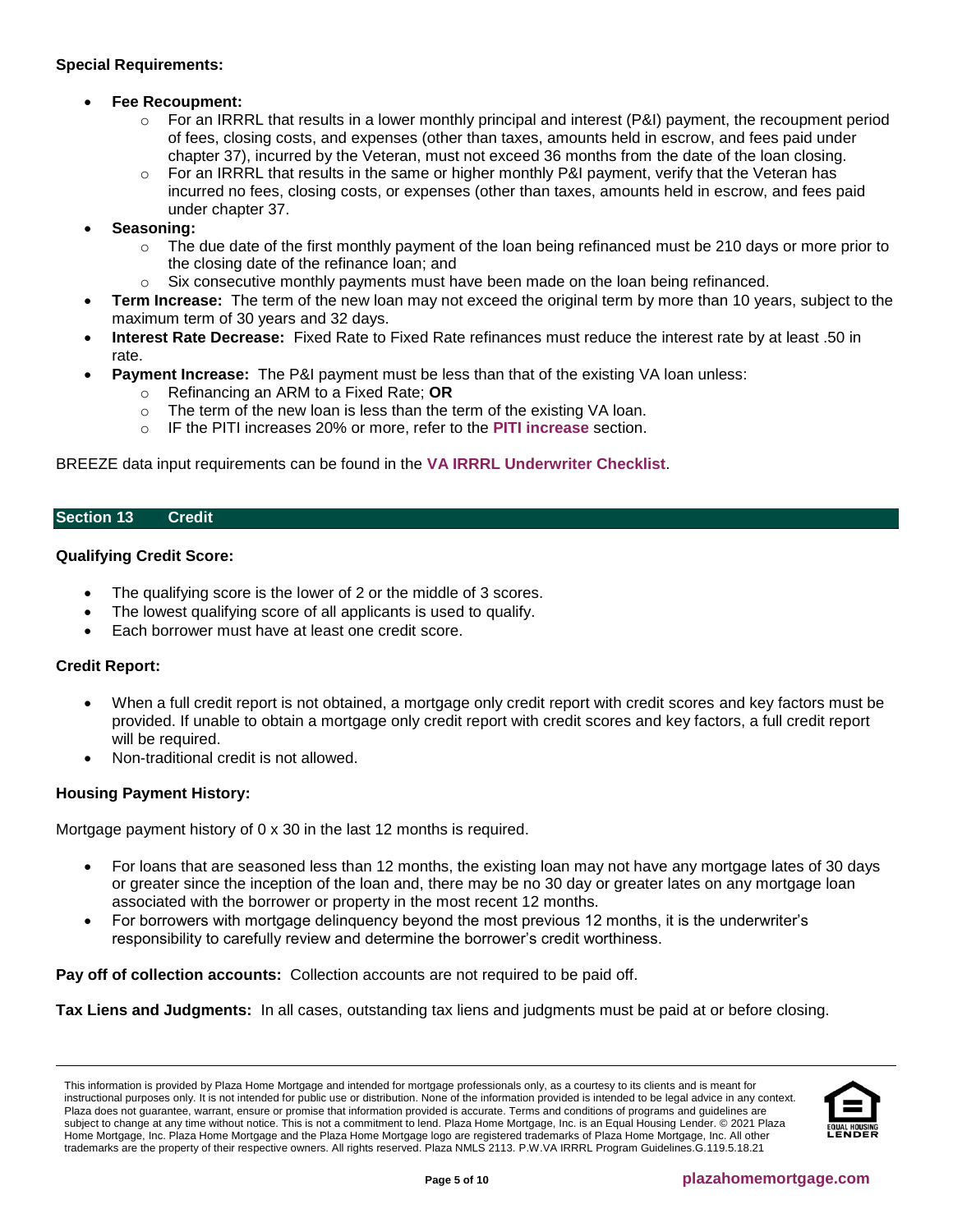**Special Requirements:**

- **Fee Recoupment:**
  - For an IRRRL that results in a lower monthly principal and interest (P&I) payment, the recoupment period of fees, closing costs, and expenses (other than taxes, amounts held in escrow, and fees paid under chapter 37), incurred by the Veteran, must not exceed 36 months from the date of the loan closing.
  - For an IRRRL that results in the same or higher monthly P&I payment, verify that the Veteran has incurred no fees, closing costs, or expenses (other than taxes, amounts held in escrow, and fees paid under chapter 37.
- **Seasoning:**
  - The due date of the first monthly payment of the loan being refinanced must be 210 days or more prior to the closing date of the refinance loan; and
  - Six consecutive monthly payments must have been made on the loan being refinanced.
- **Term Increase:** The term of the new loan may not exceed the original term by more than 10 years, subject to the maximum term of 30 years and 32 days.
- **Interest Rate Decrease:** Fixed Rate to Fixed Rate refinances must reduce the interest rate by at least .50 in rate.
- **Payment Increase:** The P&I payment must be less than that of the existing VA loan unless:
  - Refinancing an ARM to a Fixed Rate; **OR**
  - The term of the new loan is less than the term of the existing VA loan.
  - IF the PITI increases 20% or more, refer to the **PITI increase** section.

BREEZE data input requirements can be found in the **VA IRRRL Underwriter Checklist**.

## Section 13 Credit

**Qualifying Credit Score:**

- The qualifying score is the lower of 2 or the middle of 3 scores.
- The lowest qualifying score of all applicants is used to qualify.
- Each borrower must have at least one credit score.

**Credit Report:**

- When a full credit report is not obtained, a mortgage only credit report with credit scores and key factors must be provided. If unable to obtain a mortgage only credit report with credit scores and key factors, a full credit report will be required.
- Non-traditional credit is not allowed.

**Housing Payment History:**

Mortgage payment history of 0 x 30 in the last 12 months is required.

- For loans that are seasoned less than 12 months, the existing loan may not have any mortgage lates of 30 days or greater since the inception of the loan and, there may be no 30 day or greater lates on any mortgage loan associated with the borrower or property in the most recent 12 months.
- For borrowers with mortgage delinquency beyond the most previous 12 months, it is the underwriter's responsibility to carefully review and determine the borrower's credit worthiness.

**Pay off of collection accounts:** Collection accounts are not required to be paid off.

**Tax Liens and Judgments:** In all cases, outstanding tax liens and judgments must be paid at or before closing.

This information is provided by Plaza Home Mortgage and intended for mortgage professionals only, as a courtesy to its clients and is meant for instructional purposes only. It is not intended for public use or distribution. None of the information provided is intended to be legal advice in any context. Plaza does not guarantee, warrant, ensure or promise that information provided is accurate. Terms and conditions of programs and guidelines are subject to change at any time without notice. This is not a commitment to lend. Plaza Home Mortgage, Inc. is an Equal Housing Lender. © 2021 Plaza Home Mortgage, Inc. Plaza Home Mortgage and the Plaza Home Mortgage logo are registered trademarks of Plaza Home Mortgage, Inc. All other trademarks are the property of their respective owners. All rights reserved. Plaza NMLS 2113. P.W.VA IRRRL Program Guidelines.G.119.5.18.21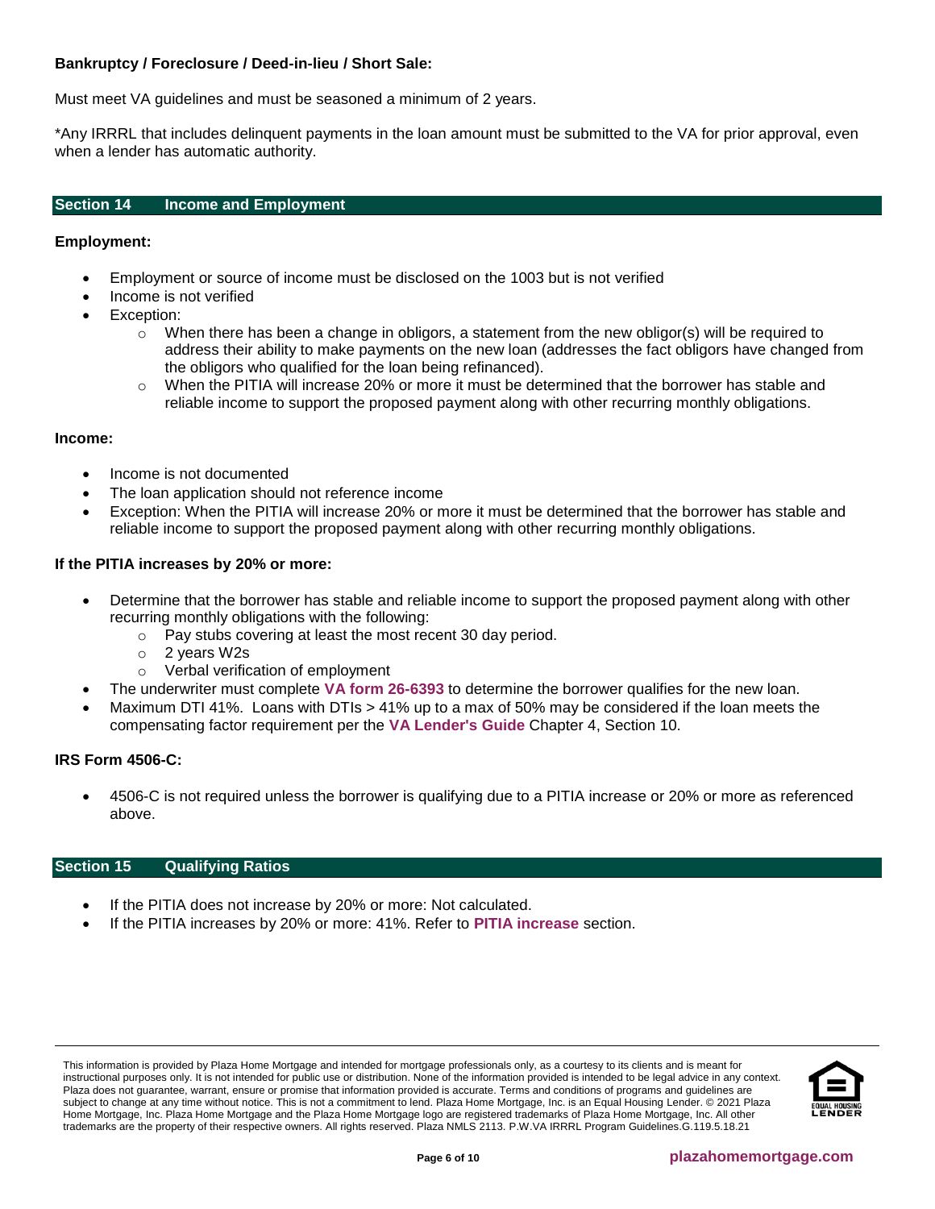**Bankruptcy / Foreclosure / Deed-in-lieu / Short Sale:**

Must meet VA guidelines and must be seasoned a minimum of 2 years.

*Any IRRRL that includes delinquent payments in the loan amount must be submitted to the VA for prior approval, even when a lender has automatic authority.

## Section 14 Income and Employment

**Employment:**

- Employment or source of income must be disclosed on the 1003 but is not verified
- Income is not verified
- Exception:
  - When there has been a change in obligors, a statement from the new obligor(s) will be required to address their ability to make payments on the new loan (addresses the fact obligors have changed from the obligors who qualified for the loan being refinanced).
  - When the PITIA will increase 20% or more it must be determined that the borrower has stable and reliable income to support the proposed payment along with other recurring monthly obligations.

**Income:**

- Income is not documented
- The loan application should not reference income
- Exception: When the PITIA will increase 20% or more it must be determined that the borrower has stable and reliable income to support the proposed payment along with other recurring monthly obligations.

**If the PITIA increases by 20% or more:**

- Determine that the borrower has stable and reliable income to support the proposed payment along with other recurring monthly obligations with the following:
  - Pay stubs covering at least the most recent 30 day period.
  - 2 years W2s
  - Verbal verification of employment
- The underwriter must complete **VA form 26-6393** to determine the borrower qualifies for the new loan.
- Maximum DTI 41%. Loans with DTIs > 41% up to a max of 50% may be considered if the loan meets the compensating factor requirement per the **VA Lender's Guide** Chapter 4, Section 10.

**IRS Form 4506-C:**

- 4506-C is not required unless the borrower is qualifying due to a PITIA increase or 20% or more as referenced above.

## Section 15 Qualifying Ratios

- If the PITIA does not increase by 20% or more: Not calculated.
- If the PITIA increases by 20% or more: 41%. Refer to **PITIA increase** section.

This information is provided by Plaza Home Mortgage and intended for mortgage professionals only, as a courtesy to its clients and is meant for instructional purposes only. It is not intended for public use or distribution. None of the information provided is intended to be legal advice in any context. Plaza does not guarantee, warrant, ensure or promise that information provided is accurate. Terms and conditions of programs and guidelines are subject to change at any time without notice. This is not a commitment to lend. Plaza Home Mortgage, Inc. is an Equal Housing Lender. © 2021 Plaza Home Mortgage, Inc. Plaza Home Mortgage and the Plaza Home Mortgage logo are registered trademarks of Plaza Home Mortgage, Inc. All other trademarks are the property of their respective owners. All rights reserved. Plaza NMLS 2113. P.W.VA IRRRL Program Guidelines.G.119.5.18.21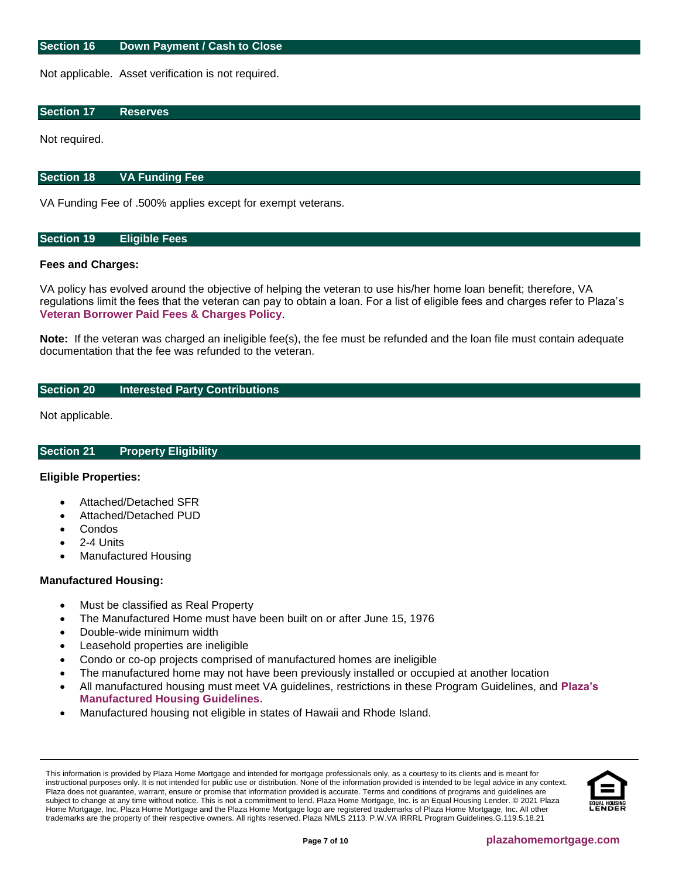## Section 16 Down Payment / Cash to Close

Not applicable. Asset verification is not required.

## Section 17 Reserves

Not required.

## Section 18 VA Funding Fee

VA Funding Fee of .500% applies except for exempt veterans.

## Section 19 Eligible Fees

**Fees and Charges:**

VA policy has evolved around the objective of helping the veteran to use his/her home loan benefit; therefore, VA regulations limit the fees that the veteran can pay to obtain a loan. For a list of eligible fees and charges refer to Plaza's **Veteran Borrower Paid Fees & Charges Policy**.

**Note:** If the veteran was charged an ineligible fee(s), the fee must be refunded and the loan file must contain adequate documentation that the fee was refunded to the veteran.

## Section 20 Interested Party Contributions

Not applicable.

## Section 21 Property Eligibility

**Eligible Properties:**

- Attached/Detached SFR
- Attached/Detached PUD
- Condos
- 2-4 Units
- Manufactured Housing

**Manufactured Housing:**

- Must be classified as Real Property
- The Manufactured Home must have been built on or after June 15, 1976
- Double-wide minimum width
- Leasehold properties are ineligible
- Condo or co-op projects comprised of manufactured homes are ineligible
- The manufactured home may not have been previously installed or occupied at another location
- All manufactured housing must meet VA guidelines, restrictions in these Program Guidelines, and **Plaza's Manufactured Housing Guidelines**.
- Manufactured housing not eligible in states of Hawaii and Rhode Island.

This information is provided by Plaza Home Mortgage and intended for mortgage professionals only, as a courtesy to its clients and is meant for instructional purposes only. It is not intended for public use or distribution. None of the information provided is intended to be legal advice in any context. Plaza does not guarantee, warrant, ensure or promise that information provided is accurate. Terms and conditions of programs and guidelines are subject to change at any time without notice. This is not a commitment to lend. Plaza Home Mortgage, Inc. is an Equal Housing Lender. © 2021 Plaza Home Mortgage, Inc. Plaza Home Mortgage and the Plaza Home Mortgage logo are registered trademarks of Plaza Home Mortgage, Inc. All other trademarks are the property of their respective owners. All rights reserved. Plaza NMLS 2113. P.W.VA IRRRL Program Guidelines.G.119.5.18.21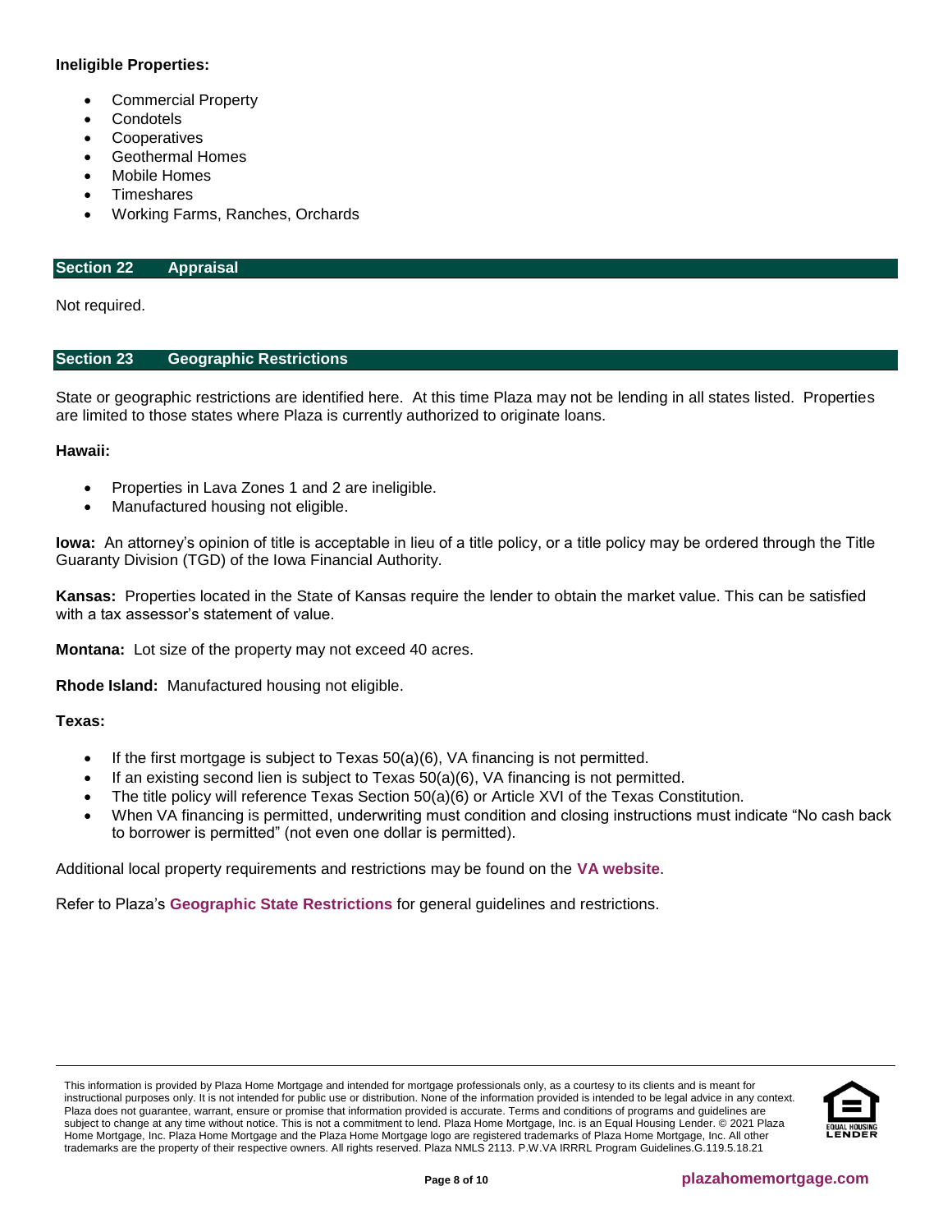**Ineligible Properties:**

- Commercial Property
- Condotels
- Cooperatives
- Geothermal Homes
- Mobile Homes
- Timeshares
- Working Farms, Ranches, Orchards

## Section 22 Appraisal

Not required.

## Section 23 Geographic Restrictions

State or geographic restrictions are identified here. At this time Plaza may not be lending in all states listed. Properties are limited to those states where Plaza is currently authorized to originate loans.

**Hawaii:**

- Properties in Lava Zones 1 and 2 are ineligible.
- Manufactured housing not eligible.

**Iowa:** An attorney's opinion of title is acceptable in lieu of a title policy, or a title policy may be ordered through the Title Guaranty Division (TGD) of the Iowa Financial Authority.

**Kansas:** Properties located in the State of Kansas require the lender to obtain the market value. This can be satisfied with a tax assessor's statement of value.

**Montana:** Lot size of the property may not exceed 40 acres.

**Rhode Island:** Manufactured housing not eligible.

**Texas:**

- If the first mortgage is subject to Texas 50(a)(6), VA financing is not permitted.
- If an existing second lien is subject to Texas 50(a)(6), VA financing is not permitted.
- The title policy will reference Texas Section 50(a)(6) or Article XVI of the Texas Constitution.
- When VA financing is permitted, underwriting must condition and closing instructions must indicate "No cash back to borrower is permitted" (not even one dollar is permitted).

Additional local property requirements and restrictions may be found on the **VA website**.

Refer to Plaza's **Geographic State Restrictions** for general guidelines and restrictions.

This information is provided by Plaza Home Mortgage and intended for mortgage professionals only, as a courtesy to its clients and is meant for instructional purposes only. It is not intended for public use or distribution. None of the information provided is intended to be legal advice in any context. Plaza does not guarantee, warrant, ensure or promise that information provided is accurate. Terms and conditions of programs and guidelines are subject to change at any time without notice. This is not a commitment to lend. Plaza Home Mortgage, Inc. is an Equal Housing Lender. © 2021 Plaza Home Mortgage, Inc. Plaza Home Mortgage and the Plaza Home Mortgage logo are registered trademarks of Plaza Home Mortgage, Inc. All other trademarks are the property of their respective owners. All rights reserved. Plaza NMLS 2113. P.W.VA IRRRL Program Guidelines.G.119.5.18.21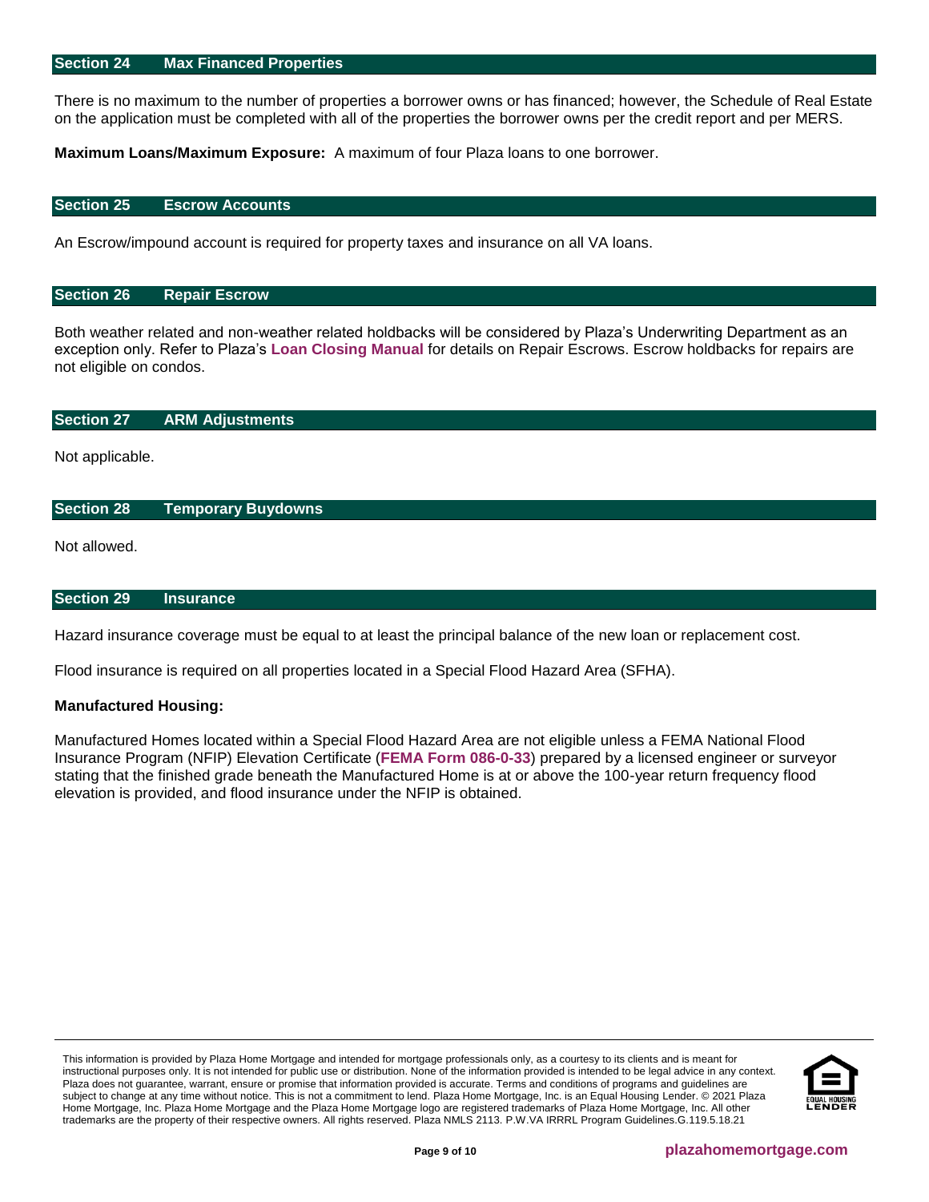## Section 24 Max Financed Properties

There is no maximum to the number of properties a borrower owns or has financed; however, the Schedule of Real Estate on the application must be completed with all of the properties the borrower owns per the credit report and per MERS.

**Maximum Loans/Maximum Exposure:** A maximum of four Plaza loans to one borrower.

## Section 25 Escrow Accounts

An Escrow/impound account is required for property taxes and insurance on all VA loans.

## Section 26 Repair Escrow

Both weather related and non-weather related holdbacks will be considered by Plaza's Underwriting Department as an exception only. Refer to Plaza's **Loan Closing Manual** for details on Repair Escrows. Escrow holdbacks for repairs are not eligible on condos.

## Section 27 ARM Adjustments

Not applicable.

## Section 28 Temporary Buydowns

Not allowed.

## Section 29 Insurance

Hazard insurance coverage must be equal to at least the principal balance of the new loan or replacement cost.

Flood insurance is required on all properties located in a Special Flood Hazard Area (SFHA).

**Manufactured Housing:**

Manufactured Homes located within a Special Flood Hazard Area are not eligible unless a FEMA National Flood Insurance Program (NFIP) Elevation Certificate (**FEMA Form 086-0-33**) prepared by a licensed engineer or surveyor stating that the finished grade beneath the Manufactured Home is at or above the 100-year return frequency flood elevation is provided, and flood insurance under the NFIP is obtained.

This information is provided by Plaza Home Mortgage and intended for mortgage professionals only, as a courtesy to its clients and is meant for instructional purposes only. It is not intended for public use or distribution. None of the information provided is intended to be legal advice in any context. Plaza does not guarantee, warrant, ensure or promise that information provided is accurate. Terms and conditions of programs and guidelines are subject to change at any time without notice. This is not a commitment to lend. Plaza Home Mortgage, Inc. is an Equal Housing Lender. © 2021 Plaza Home Mortgage, Inc. Plaza Home Mortgage and the Plaza Home Mortgage logo are registered trademarks of Plaza Home Mortgage, Inc. All other trademarks are the property of their respective owners. All rights reserved. Plaza NMLS 2113. P.W.VA IRRRL Program Guidelines.G.119.5.18.21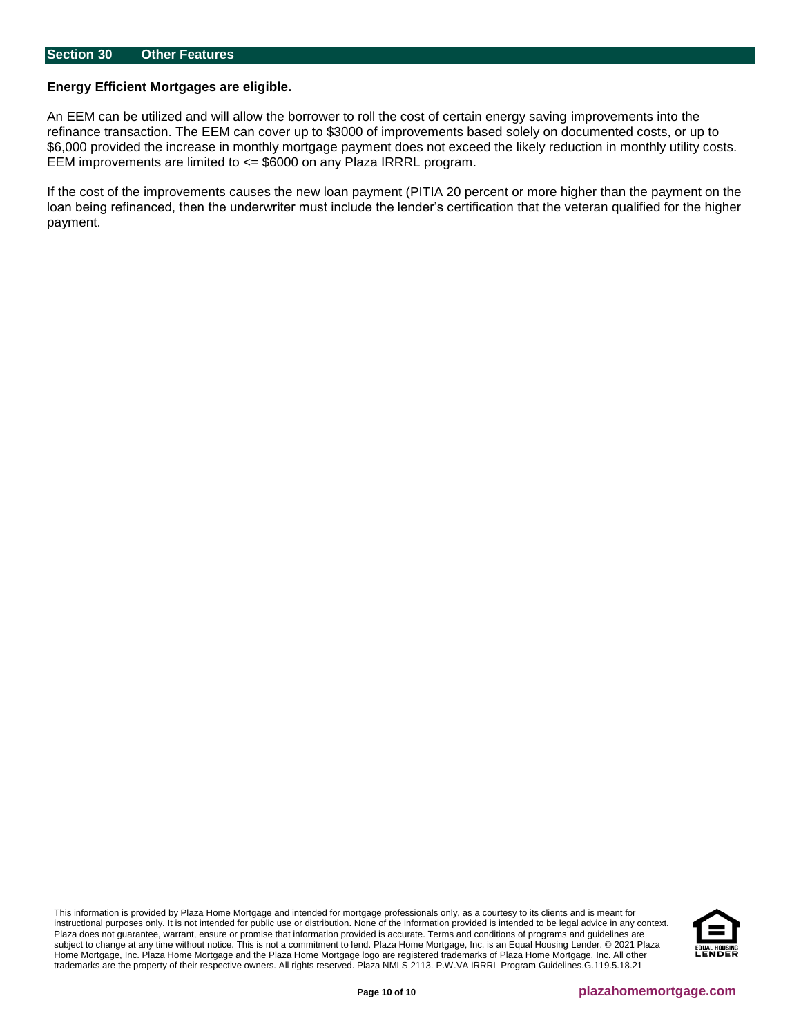## Section 30 Other Features

**Energy Efficient Mortgages are eligible.**

An EEM can be utilized and will allow the borrower to roll the cost of certain energy saving improvements into the refinance transaction. The EEM can cover up to $3000 of improvements based solely on documented costs, or up to $6,000 provided the increase in monthly mortgage payment does not exceed the likely reduction in monthly utility costs. EEM improvements are limited to <= $6000 on any Plaza IRRRL program.

If the cost of the improvements causes the new loan payment (PITIA 20 percent or more higher than the payment on the loan being refinanced, then the underwriter must include the lender's certification that the veteran qualified for the higher payment.

This information is provided by Plaza Home Mortgage and intended for mortgage professionals only, as a courtesy to its clients and is meant for instructional purposes only. It is not intended for public use or distribution. None of the information provided is intended to be legal advice in any context. Plaza does not guarantee, warrant, ensure or promise that information provided is accurate. Terms and conditions of programs and guidelines are subject to change at any time without notice. This is not a commitment to lend. Plaza Home Mortgage, Inc. is an Equal Housing Lender. © 2021 Plaza Home Mortgage, Inc. Plaza Home Mortgage and the Plaza Home Mortgage logo are registered trademarks of Plaza Home Mortgage, Inc. All other trademarks are the property of their respective owners. All rights reserved. Plaza NMLS 2113. P.W.VA IRRRL Program Guidelines.G.119.5.18.21

plazahomemortgage.com